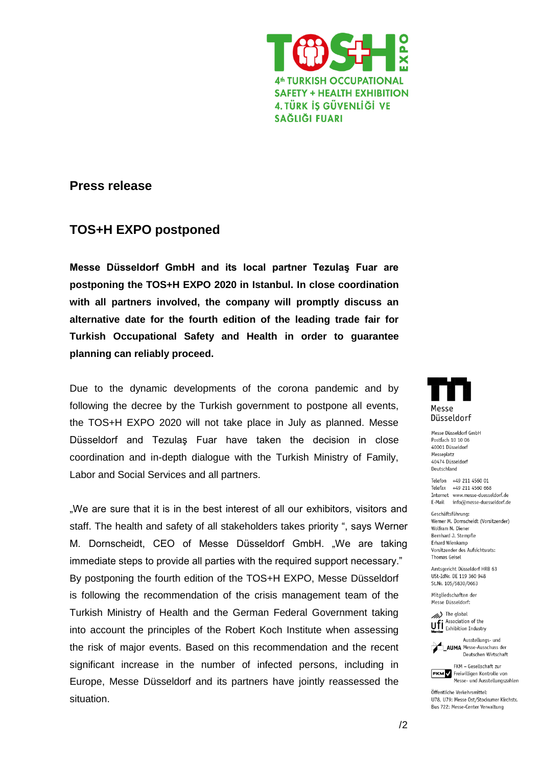TOS+H EXPO

4th TURKISH OCCUPATIONAL SAFETY + HEALTH EXHIBITION
4. TÜRK İŞ GÜVENLİĞİ VE SAĞLIĞI FUARI

## Press release

## TOS+H EXPO postponed

**Messe Düsseldorf GmbH and its local partner Tezulaş Fuar are postponing the TOS+H EXPO 2020 in Istanbul. In close coordination with all partners involved, the company will promptly discuss an alternative date for the fourth edition of the leading trade fair for Turkish Occupational Safety and Health in order to guarantee planning can reliably proceed.**

Due to the dynamic developments of the corona pandemic and by following the decree by the Turkish government to postpone all events, the TOS+H EXPO 2020 will not take place in July as planned. Messe Düsseldorf and Tezulaş Fuar have taken the decision in close coordination and in-depth dialogue with the Turkish Ministry of Family, Labor and Social Services and all partners.

„We are sure that it is in the best interest of all our exhibitors, visitors and staff. The health and safety of all stakeholders takes priority ", says Werner M. Dornscheidt, CEO of Messe Düsseldorf GmbH. „We are taking immediate steps to provide all parties with the required support necessary." By postponing the fourth edition of the TOS+H EXPO, Messe Düsseldorf is following the recommendation of the crisis management team of the Turkish Ministry of Health and the German Federal Government taking into account the principles of the Robert Koch Institute when assessing the risk of major events. Based on this recommendation and the recent significant increase in the number of infected persons, including in Europe, Messe Düsseldorf and its partners have jointly reassessed the situation.

Messe Düsseldorf

Messe Düsseldorf GmbH
Postfach 10 10 06
40001 Düsseldorf
Messeplatz
40474 Düsseldorf
Deutschland

Telefon +49 211 4560 01
Telefax +49 211 4560 668
Internet www.messe-duesseldorf.de
E-Mail info@messe-duesseldorf.de

Geschäftsführung:
Werner M. Dornscheidt (Vorsitzender)
Wolfram N. Diener
Bernhard J. Stempfle
Erhard Wienkamp
Vorsitzender des Aufsichtsrats:
Thomas Geisel

Amtsgericht Düsseldorf HRB 63
USt-IdNr. DE 119 360 948
St.Nr. 105/5830/0663

Mitgliedschaften der Messe Düsseldorf:

ufi – The global Association of the Exhibition Industry

AUMA – Ausstellungs- und Messe-Ausschuss der Deutschen Wirtschaft

FKM – Gesellschaft zur Freiwilligen Kontrolle von Messe- und Ausstellungszahlen

Öffentliche Verkehrsmittel:
U78, U79: Messe Ost/Stockumer Kirchstr.
Bus 722: Messe-Center Verwaltung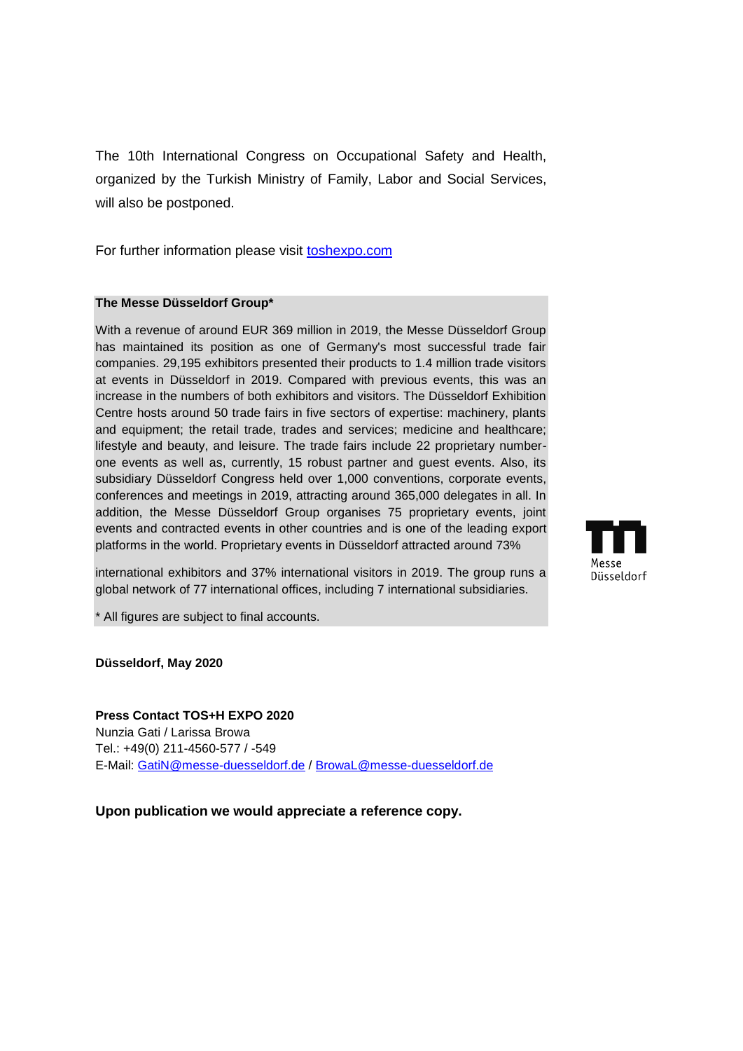The 10th International Congress on Occupational Safety and Health, organized by the Turkish Ministry of Family, Labor and Social Services, will also be postponed.

For further information please visit [toshexpo.com](http://toshexpo.com)

**The Messe Düsseldorf Group***

With a revenue of around EUR 369 million in 2019, the Messe Düsseldorf Group has maintained its position as one of Germany's most successful trade fair companies. 29,195 exhibitors presented their products to 1.4 million trade visitors at events in Düsseldorf in 2019. Compared with previous events, this was an increase in the numbers of both exhibitors and visitors. The Düsseldorf Exhibition Centre hosts around 50 trade fairs in five sectors of expertise: machinery, plants and equipment; the retail trade, trades and services; medicine and healthcare; lifestyle and beauty, and leisure. The trade fairs include 22 proprietary number-one events as well as, currently, 15 robust partner and guest events. Also, its subsidiary Düsseldorf Congress held over 1,000 conventions, corporate events, conferences and meetings in 2019, attracting around 365,000 delegates in all. In addition, the Messe Düsseldorf Group organises 75 proprietary events, joint events and contracted events in other countries and is one of the leading export platforms in the world. Proprietary events in Düsseldorf attracted around 73% international exhibitors and 37% international visitors in 2019. The group runs a global network of 77 international offices, including 7 international subsidiaries.

* All figures are subject to final accounts.

**Düsseldorf, May 2020**

**Press Contact TOS+H EXPO 2020**
Nunzia Gati / Larissa Browa
Tel.: +49(0) 211-4560-577 / -549
E-Mail: GatiN@messe-duesseldorf.de / BrowaL@messe-duesseldorf.de

**Upon publication we would appreciate a reference copy.**